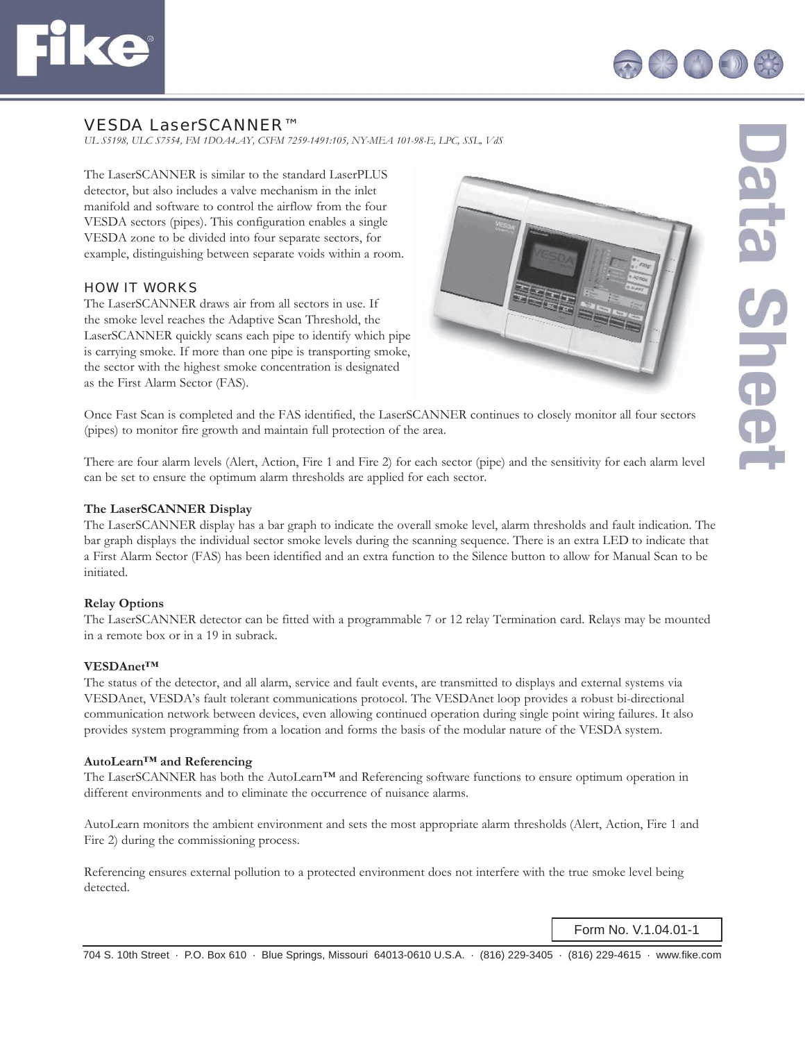# VESDA LaserSCANNER™

*UL S5198, ULC S7554, FM 1DOA4.AY, CSFM 7259-1491:105, NY-MEA 101-98-E, LPC, SSL, VdS*

The LaserSCANNER is similar to the standard LaserPLUS detector, but also includes a valve mechanism in the inlet manifold and software to control the airflow from the four VESDA sectors (pipes). This configuration enables a single VESDA zone to be divided into four separate sectors, for example, distinguishing between separate voids within a room.

## HOW IT WORKS

The LaserSCANNER draws air from all sectors in use. If the smoke level reaches the Adaptive Scan Threshold, the LaserSCANNER quickly scans each pipe to identify which pipe is carrying smoke. If more than one pipe is transporting smoke, the sector with the highest smoke concentration is designated as the First Alarm Sector (FAS).

Once Fast Scan is completed and the FAS identified, the LaserSCANNER continues to closely monitor all four sectors (pipes) to monitor fire growth and maintain full protection of the area.

There are four alarm levels (Alert, Action, Fire 1 and Fire 2) for each sector (pipe) and the sensitivity for each alarm level can be set to ensure the optimum alarm thresholds are applied for each sector.

**The LaserSCANNER Display**

The LaserSCANNER display has a bar graph to indicate the overall smoke level, alarm thresholds and fault indication. The bar graph displays the individual sector smoke levels during the scanning sequence. There is an extra LED to indicate that a First Alarm Sector (FAS) has been identified and an extra function to the Silence button to allow for Manual Scan to be initiated.

**Relay Options**

The LaserSCANNER detector can be fitted with a programmable 7 or 12 relay Termination card. Relays may be mounted in a remote box or in a 19 in subrack.

**VESDAnet™**

The status of the detector, and all alarm, service and fault events, are transmitted to displays and external systems via VESDAnet, VESDA's fault tolerant communications protocol. The VESDAnet loop provides a robust bi-directional communication network between devices, even allowing continued operation during single point wiring failures. It also provides system programming from a location and forms the basis of the modular nature of the VESDA system.

**AutoLearn™ and Referencing**

The LaserSCANNER has both the AutoLearn™ and Referencing software functions to ensure optimum operation in different environments and to eliminate the occurrence of nuisance alarms.

AutoLearn monitors the ambient environment and sets the most appropriate alarm thresholds (Alert, Action, Fire 1 and Fire 2) during the commissioning process.

Referencing ensures external pollution to a protected environment does not interfere with the true smoke level being detected.

Form No. V.1.04.01-1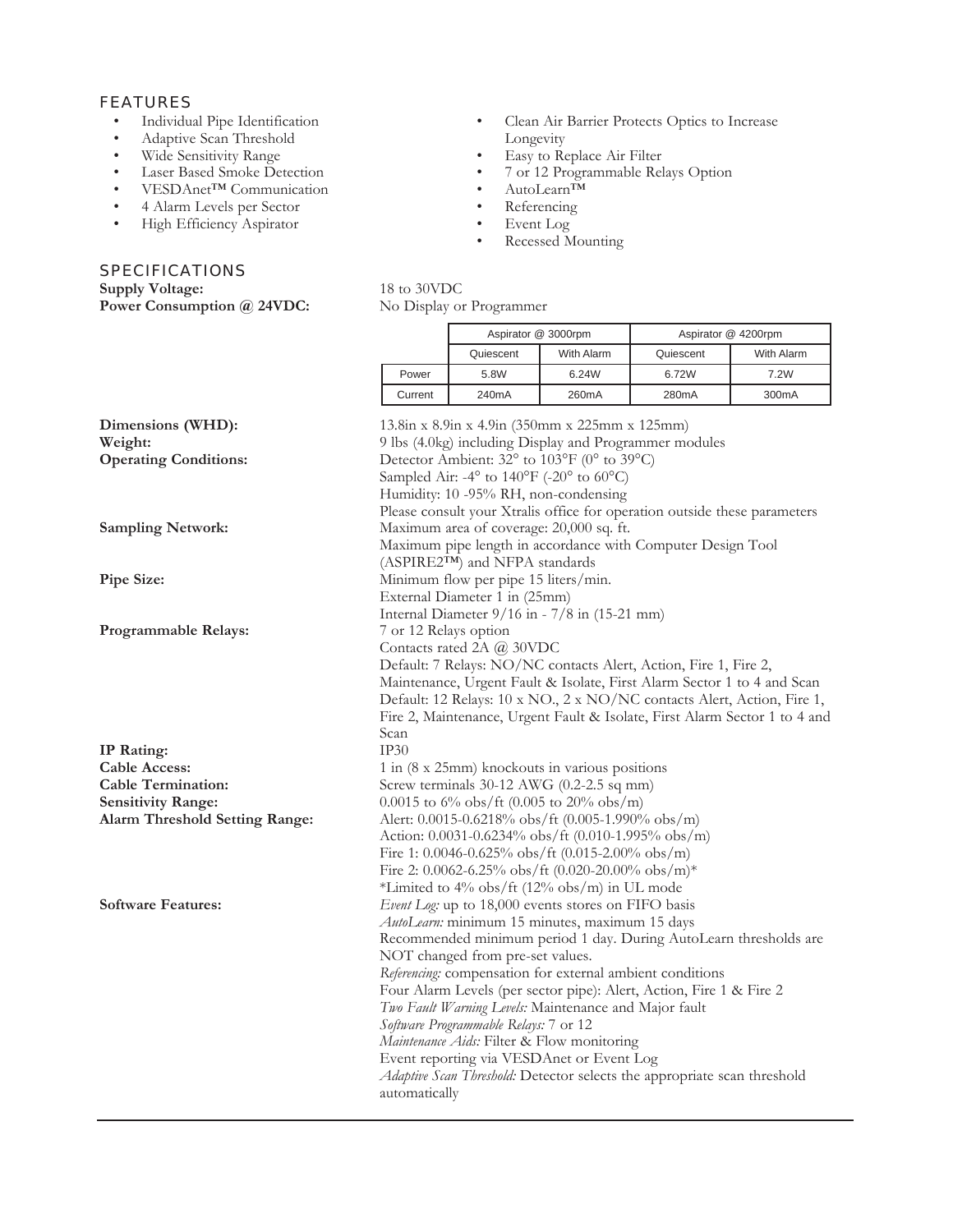## FEATURES

- Individual Pipe Identification
- Adaptive Scan Threshold
- Wide Sensitivity Range
- Laser Based Smoke Detection
- VESDAnet™ Communication
- 4 Alarm Levels per Sector
- High Efficiency Aspirator
- Clean Air Barrier Protects Optics to Increase Longevity
- Easy to Replace Air Filter
- 7 or 12 Programmable Relays Option
- AutoLearn™
- Referencing
- Event Log
- Recessed Mounting

## SPECIFICATIONS

**Supply Voltage:** 18 to 30VDC

**Power Consumption @ 24VDC:** No Display or Programmer

| | Aspirator @ 3000rpm | | Aspirator @ 4200rpm | |
|---|---|---|---|---|
| | Quiescent | With Alarm | Quiescent | With Alarm |
| Power | 5.8W | 6.24W | 6.72W | 7.2W |
| Current | 240mA | 260mA | 280mA | 300mA |

**Dimensions (WHD):** 13.8in x 8.9in x 4.9in (350mm x 225mm x 125mm)

**Weight:** 9 lbs (4.0kg) including Display and Programmer modules

**Operating Conditions:** Detector Ambient: 32° to 103°F (0° to 39°C)
Sampled Air: -4° to 140°F (-20° to 60°C)
Humidity: 10 -95% RH, non-condensing
Please consult your Xtralis office for operation outside these parameters

**Sampling Network:** Maximum area of coverage: 20,000 sq. ft.
Maximum pipe length in accordance with Computer Design Tool (ASPIRE2™) and NFPA standards

**Pipe Size:** Minimum flow per pipe 15 liters/min.
External Diameter 1 in (25mm)
Internal Diameter 9/16 in - 7/8 in (15-21 mm)

**Programmable Relays:** 7 or 12 Relays option
Contacts rated 2A @ 30VDC
Default: 7 Relays: NO/NC contacts Alert, Action, Fire 1, Fire 2, Maintenance, Urgent Fault & Isolate, First Alarm Sector 1 to 4 and Scan
Default: 12 Relays: 10 x NO., 2 x NO/NC contacts Alert, Action, Fire 1, Fire 2, Maintenance, Urgent Fault & Isolate, First Alarm Sector 1 to 4 and Scan

**IP Rating:** IP30

**Cable Access:** 1 in (8 x 25mm) knockouts in various positions

**Cable Termination:** Screw terminals 30-12 AWG (0.2-2.5 sq mm)

**Sensitivity Range:** 0.0015 to 6% obs/ft (0.005 to 20% obs/m)

**Alarm Threshold Setting Range:** Alert: 0.0015-0.6218% obs/ft (0.005-1.990% obs/m)
Action: 0.0031-0.6234% obs/ft (0.010-1.995% obs/m)
Fire 1: 0.0046-0.625% obs/ft (0.015-2.00% obs/m)
Fire 2: 0.0062-6.25% obs/ft (0.020-20.00% obs/m)*
*Limited to 4% obs/ft (12% obs/m) in UL mode

**Software Features:** *Event Log:* up to 18,000 events stores on FIFO basis
*AutoLearn:* minimum 15 minutes, maximum 15 days
Recommended minimum period 1 day. During AutoLearn thresholds are NOT changed from pre-set values.
*Referencing:* compensation for external ambient conditions
Four Alarm Levels (per sector pipe): Alert, Action, Fire 1 & Fire 2
*Two Fault Warning Levels:* Maintenance and Major fault
*Software Programmable Relays:* 7 or 12
*Maintenance Aids:* Filter & Flow monitoring
Event reporting via VESDAnet or Event Log
*Adaptive Scan Threshold:* Detector selects the appropriate scan threshold automatically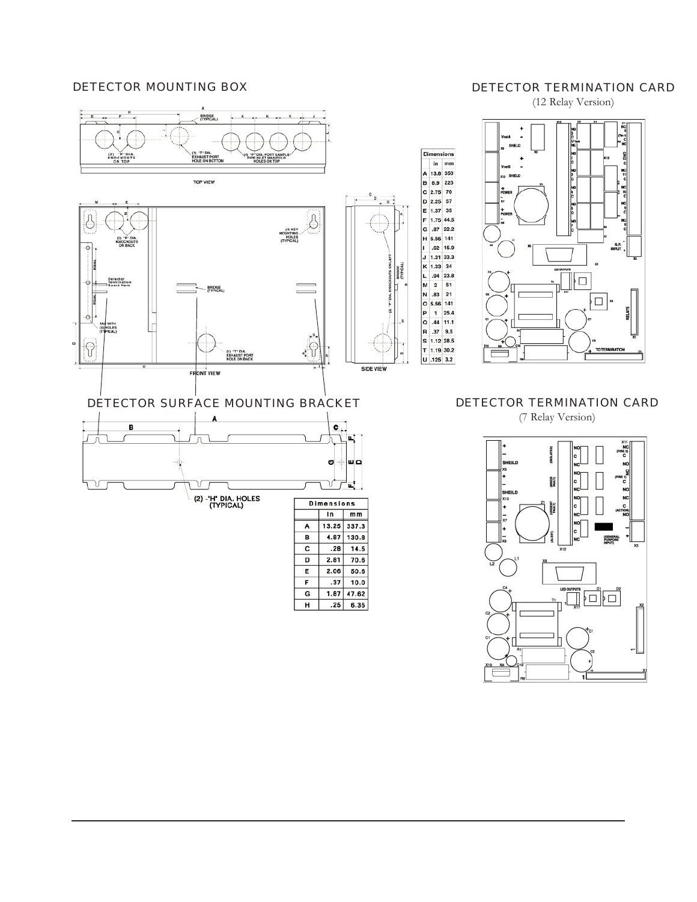## DETECTOR MOUNTING BOX

TOP VIEW

FRONT VIEW

SIDE VIEW

| Dimensions | in | mm |
|---|---|---|
| A | 13.8 | 350 |
| B | 8.9 | 225 |
| C | 2.75 | 70 |
| D | 2.25 | 57 |
| E | 1.37 | 35 |
| F | 1.75 | 44.5 |
| G | .87 | 22.2 |
| H | 5.56 | 141 |
| I | .62 | 15.9 |
| J | 1.31 | 33.3 |
| K | 1.33 | 34 |
| L | .94 | 23.8 |
| M | 2 | 51 |
| N | .83 | 21 |
| O | 5.56 | 141 |
| P | 1 | 25.4 |
| Q | .44 | 11.1 |
| R | .37 | 9.5 |
| S | 1.12 | 28.5 |
| T | 1.19 | 30.2 |
| U | .125 | 3.2 |

## DETECTOR TERMINATION CARD

(12 Relay Version)

## DETECTOR SURFACE MOUNTING BRACKET

(2) -"H" DIA. HOLES (TYPICAL)

| Dimensions | in | mm |
|---|---|---|
| A | 13.25 | 337.3 |
| B | 4.87 | 130.8 |
| C | .28 | 14.5 |
| D | 2.81 | 70.6 |
| E | 2.06 | 50.6 |
| F | .37 | 10.0 |
| G | 1.87 | 47.62 |
| H | .25 | 6.35 |

## DETECTOR TERMINATION CARD

(7 Relay Version)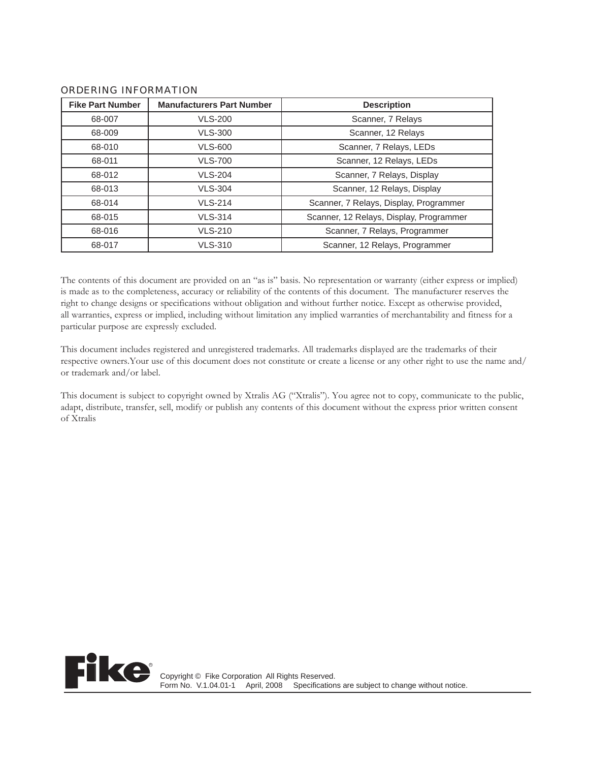## ORDERING INFORMATION

| Fike Part Number | Manufacturers Part Number | Description |
|---|---|---|
| 68-007 | VLS-200 | Scanner, 7 Relays |
| 68-009 | VLS-300 | Scanner, 12 Relays |
| 68-010 | VLS-600 | Scanner, 7 Relays, LEDs |
| 68-011 | VLS-700 | Scanner, 12 Relays, LEDs |
| 68-012 | VLS-204 | Scanner, 7 Relays, Display |
| 68-013 | VLS-304 | Scanner, 12 Relays, Display |
| 68-014 | VLS-214 | Scanner, 7 Relays, Display, Programmer |
| 68-015 | VLS-314 | Scanner, 12 Relays, Display, Programmer |
| 68-016 | VLS-210 | Scanner, 7 Relays, Programmer |
| 68-017 | VLS-310 | Scanner, 12 Relays, Programmer |

The contents of this document are provided on an "as is" basis. No representation or warranty (either express or implied) is made as to the completeness, accuracy or reliability of the contents of this document. The manufacturer reserves the right to change designs or specifications without obligation and without further notice. Except as otherwise provided, all warranties, express or implied, including without limitation any implied warranties of merchantability and fitness for a particular purpose are expressly excluded.

This document includes registered and unregistered trademarks. All trademarks displayed are the trademarks of their respective owners.Your use of this document does not constitute or create a license or any other right to use the name and/ or trademark and/or label.

This document is subject to copyright owned by Xtralis AG ("Xtralis"). You agree not to copy, communicate to the public, adapt, distribute, transfer, sell, modify or publish any contents of this document without the express prior written consent of Xtralis

Fike®

Copyright © Fike Corporation All Rights Reserved.
Form No. V.1.04.01-1 April, 2008 Specifications are subject to change without notice.